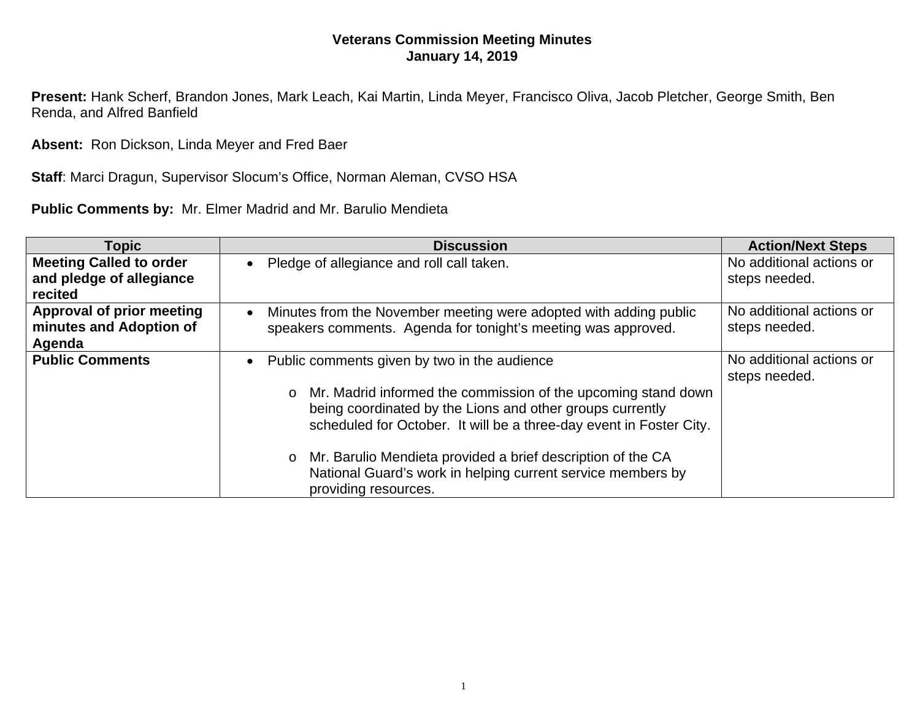**Veterans Commission Meeting Minutes**
**January 14, 2019**

**Present:** Hank Scherf, Brandon Jones, Mark Leach, Kai Martin, Linda Meyer, Francisco Oliva, Jacob Pletcher, George Smith, Ben Renda, and Alfred Banfield

**Absent:** Ron Dickson, Linda Meyer and Fred Baer

**Staff**: Marci Dragun, Supervisor Slocum's Office, Norman Aleman, CVSO HSA

**Public Comments by:** Mr. Elmer Madrid and Mr. Barulio Mendieta

| Topic | Discussion | Action/Next Steps |
|---|---|---|
| **Meeting Called to order and pledge of allegiance recited** | • Pledge of allegiance and roll call taken. | No additional actions or steps needed. |
| **Approval of prior meeting minutes and Adoption of Agenda** | • Minutes from the November meeting were adopted with adding public speakers comments. Agenda for tonight's meeting was approved. | No additional actions or steps needed. |
| **Public Comments** | • Public comments given by two in the audience<br>o Mr. Madrid informed the commission of the upcoming stand down being coordinated by the Lions and other groups currently scheduled for October. It will be a three-day event in Foster City.<br>o Mr. Barulio Mendieta provided a brief description of the CA National Guard's work in helping current service members by providing resources. | No additional actions or steps needed. |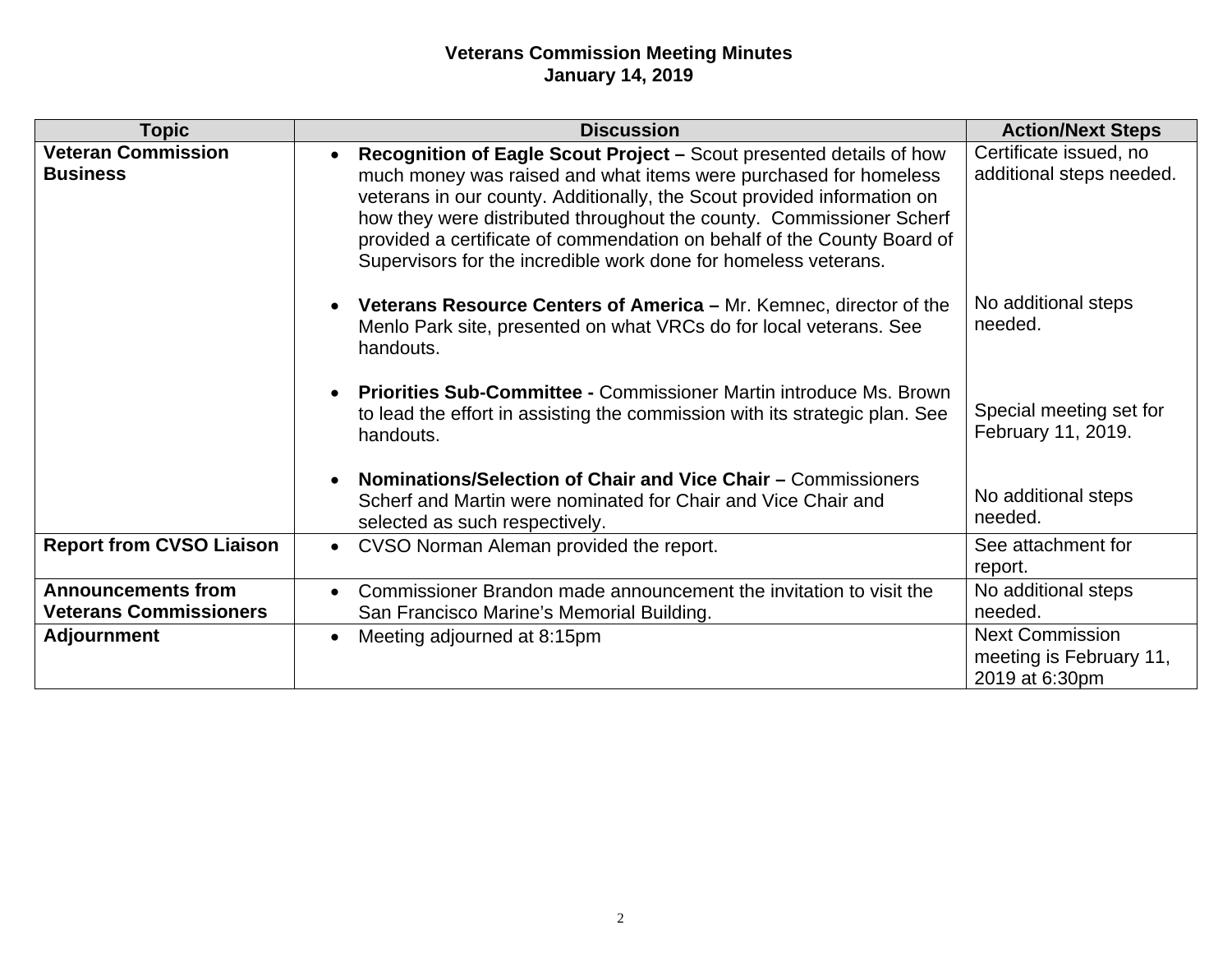**Veterans Commission Meeting Minutes**
**January 14, 2019**

| Topic | Discussion | Action/Next Steps |
|---|---|---|
| **Veteran Commission Business** | • **Recognition of Eagle Scout Project –** Scout presented details of how much money was raised and what items were purchased for homeless veterans in our county. Additionally, the Scout provided information on how they were distributed throughout the county. Commissioner Scherf provided a certificate of commendation on behalf of the County Board of Supervisors for the incredible work done for homeless veterans. | Certificate issued, no additional steps needed. |
| | • **Veterans Resource Centers of America –** Mr. Kemnec, director of the Menlo Park site, presented on what VRCs do for local veterans. See handouts. | No additional steps needed. |
| | • **Priorities Sub-Committee -** Commissioner Martin introduce Ms. Brown to lead the effort in assisting the commission with its strategic plan. See handouts. | Special meeting set for February 11, 2019. |
| | • **Nominations/Selection of Chair and Vice Chair –** Commissioners Scherf and Martin were nominated for Chair and Vice Chair and selected as such respectively. | No additional steps needed. |
| **Report from CVSO Liaison** | • CVSO Norman Aleman provided the report. | See attachment for report. |
| **Announcements from Veterans Commissioners** | • Commissioner Brandon made announcement the invitation to visit the San Francisco Marine's Memorial Building. | No additional steps needed. |
| **Adjournment** | • Meeting adjourned at 8:15pm | Next Commission meeting is February 11, 2019 at 6:30pm |